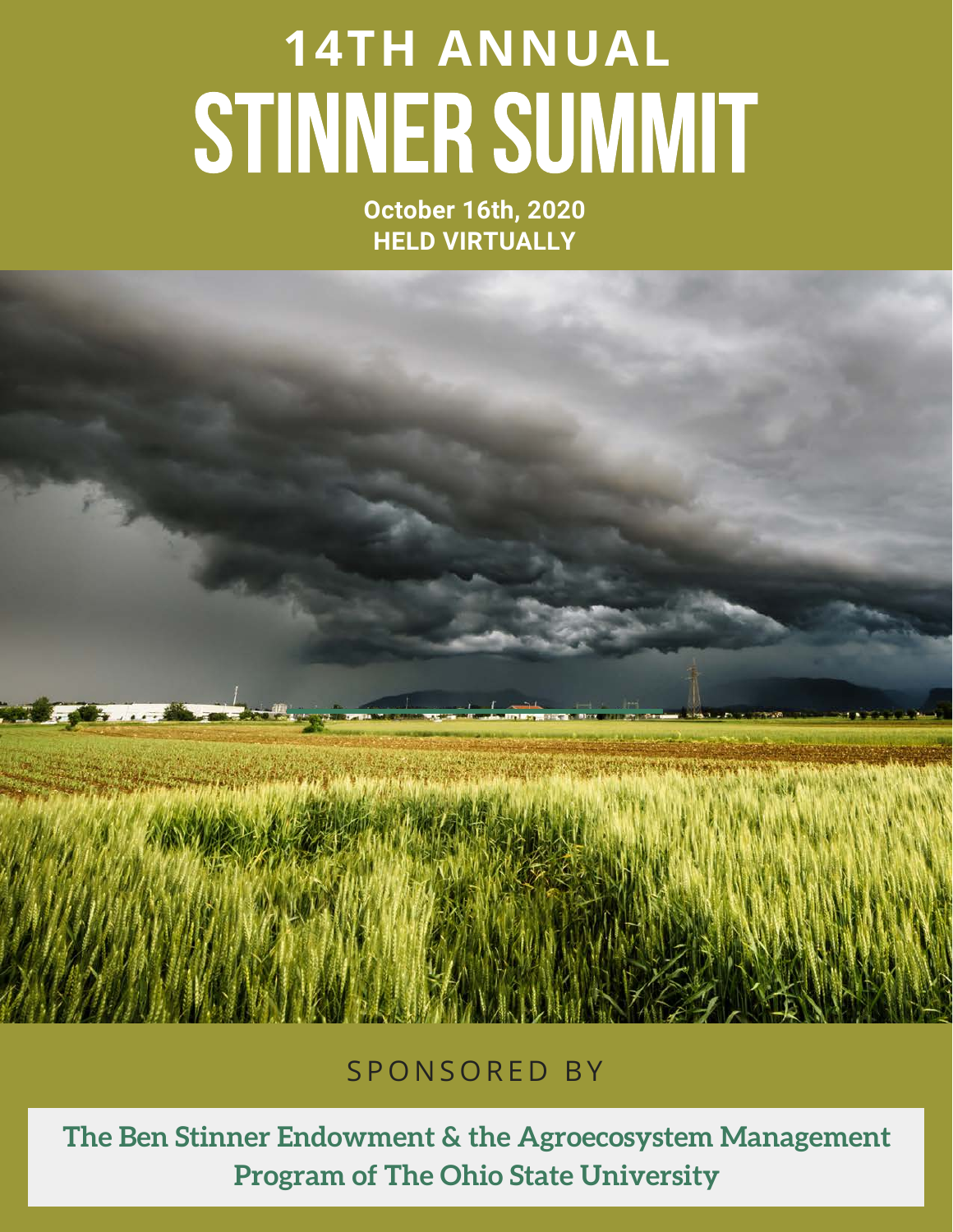# 14TH ANNUAL

# STINNER SUMMIT

**October 16th, 2020**
**HELD VIRTUALLY**

SPONSORED BY

**The Ben Stinner Endowment & the Agroecosystem Management Program of The Ohio State University**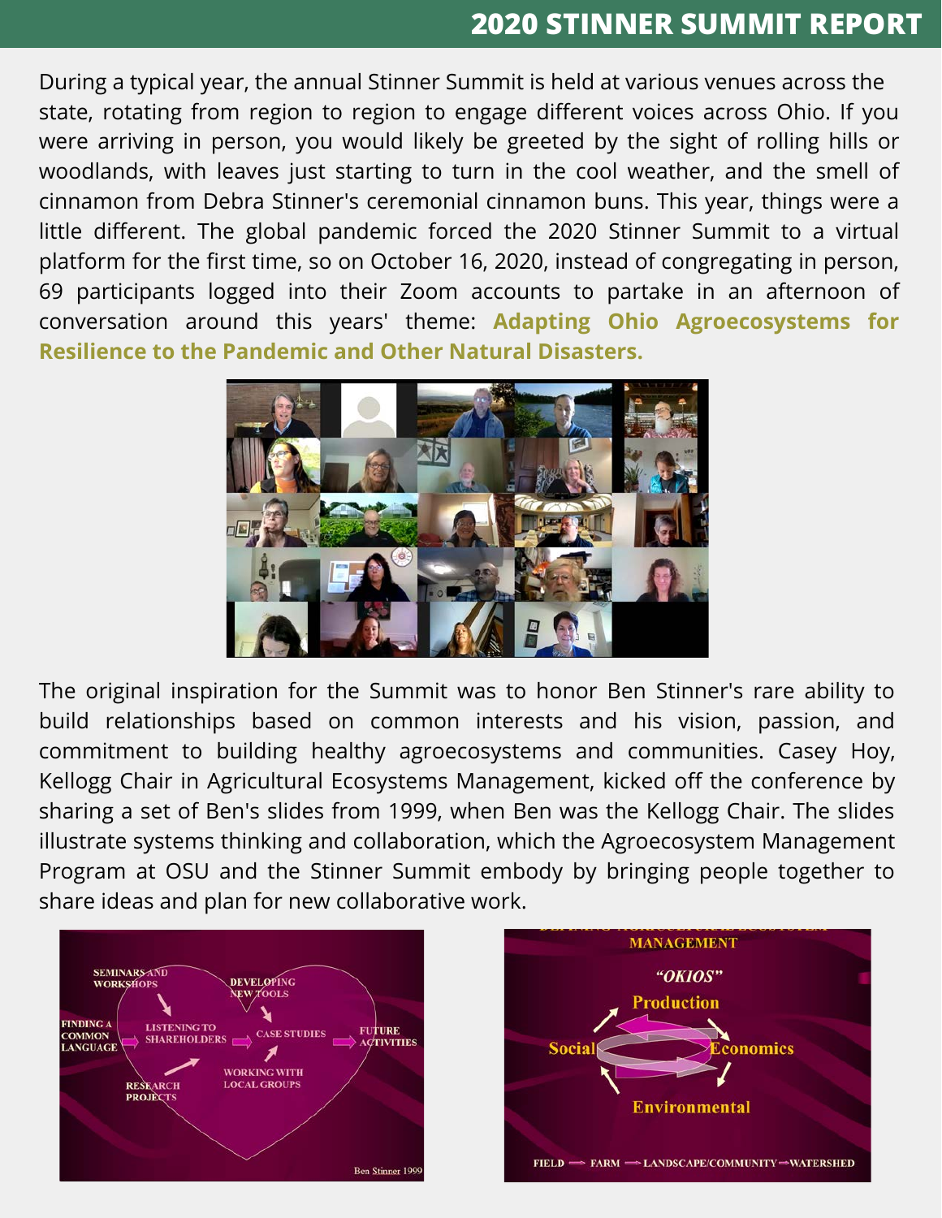## 2020 STINNER SUMMIT REPORT

During a typical year, the annual Stinner Summit is held at various venues across the state, rotating from region to region to engage different voices across Ohio. If you were arriving in person, you would likely be greeted by the sight of rolling hills or woodlands, with leaves just starting to turn in the cool weather, and the smell of cinnamon from Debra Stinner's ceremonial cinnamon buns. This year, things were a little different. The global pandemic forced the 2020 Stinner Summit to a virtual platform for the first time, so on October 16, 2020, instead of congregating in person, 69 participants logged into their Zoom accounts to partake in an afternoon of conversation around this years' theme: **Adapting Ohio Agroecosystems for Resilience to the Pandemic and Other Natural Disasters.**

The original inspiration for the Summit was to honor Ben Stinner's rare ability to build relationships based on common interests and his vision, passion, and commitment to building healthy agroecosystems and communities. Casey Hoy, Kellogg Chair in Agricultural Ecosystems Management, kicked off the conference by sharing a set of Ben's slides from 1999, when Ben was the Kellogg Chair. The slides illustrate systems thinking and collaboration, which the Agroecosystem Management Program at OSU and the Stinner Summit embody by bringing people together to share ideas and plan for new collaborative work.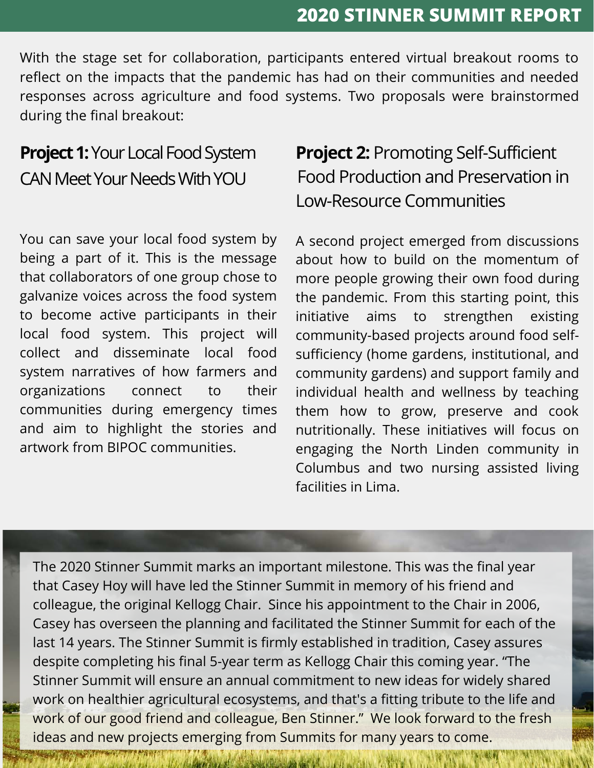With the stage set for collaboration, participants entered virtual breakout rooms to reflect on the impacts that the pandemic has had on their communities and needed responses across agriculture and food systems. Two proposals were brainstormed during the final breakout:

## **Project 1:** Your Local Food System CAN Meet Your Needs With YOU

You can save your local food system by being a part of it. This is the message that collaborators of one group chose to galvanize voices across the food system to become active participants in their local food system. This project will collect and disseminate local food system narratives of how farmers and organizations connect to their communities during emergency times and aim to highlight the stories and artwork from BIPOC communities.

## **Project 2:** Promoting Self-Sufficient Food Production and Preservation in Low-Resource Communities

A second project emerged from discussions about how to build on the momentum of more people growing their own food during the pandemic. From this starting point, this initiative aims to strengthen existing community-based projects around food self-sufficiency (home gardens, institutional, and community gardens) and support family and individual health and wellness by teaching them how to grow, preserve and cook nutritionally. These initiatives will focus on engaging the North Linden community in Columbus and two nursing assisted living facilities in Lima.

The 2020 Stinner Summit marks an important milestone. This was the final year that Casey Hoy will have led the Stinner Summit in memory of his friend and colleague, the original Kellogg Chair. Since his appointment to the Chair in 2006, Casey has overseen the planning and facilitated the Stinner Summit for each of the last 14 years. The Stinner Summit is firmly established in tradition, Casey assures despite completing his final 5-year term as Kellogg Chair this coming year. "The Stinner Summit will ensure an annual commitment to new ideas for widely shared work on healthier agricultural ecosystems, and that's a fitting tribute to the life and work of our good friend and colleague, Ben Stinner." We look forward to the fresh ideas and new projects emerging from Summits for many years to come.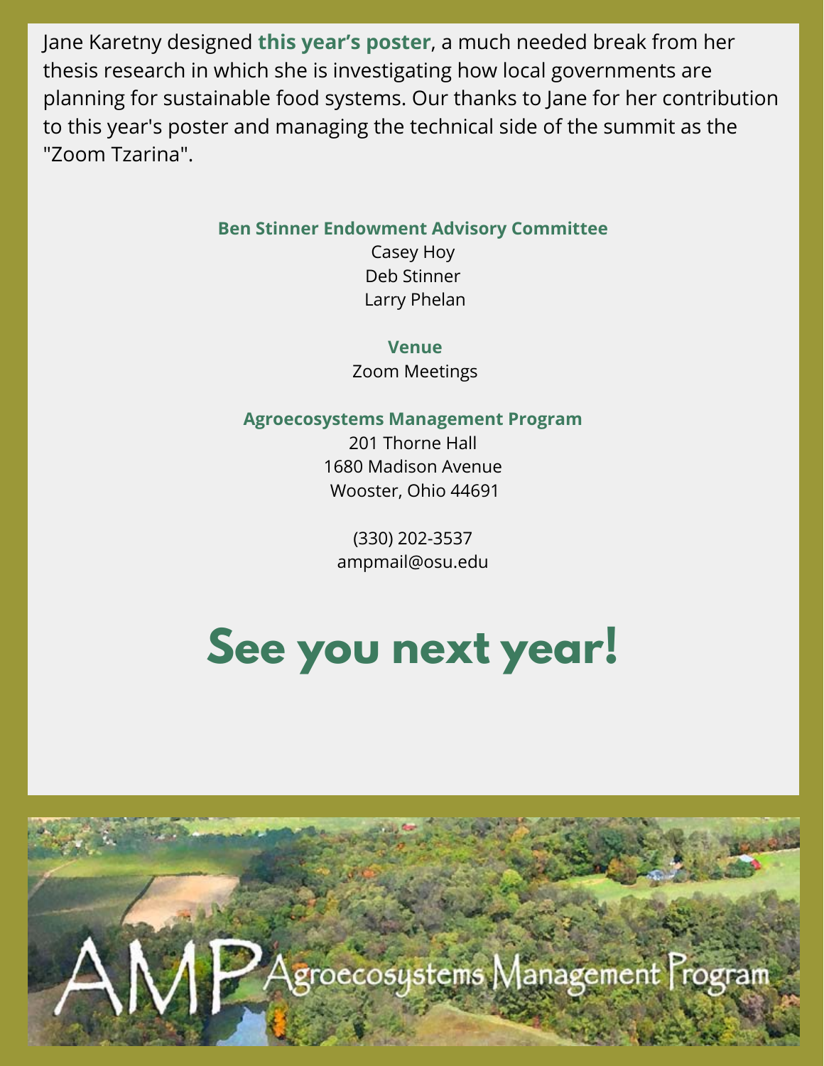Jane Karetny designed **this year's poster**, a much needed break from her thesis research in which she is investigating how local governments are planning for sustainable food systems. Our thanks to Jane for her contribution to this year's poster and managing the technical side of the summit as the "Zoom Tzarina".

**Ben Stinner Endowment Advisory Committee**

Casey Hoy
Deb Stinner
Larry Phelan

**Venue**

Zoom Meetings

**Agroecosystems Management Program**

201 Thorne Hall
1680 Madison Avenue
Wooster, Ohio 44691

(330) 202-3537
ampmail@osu.edu

# See you next year!

AMP Agroecosystems Management Program